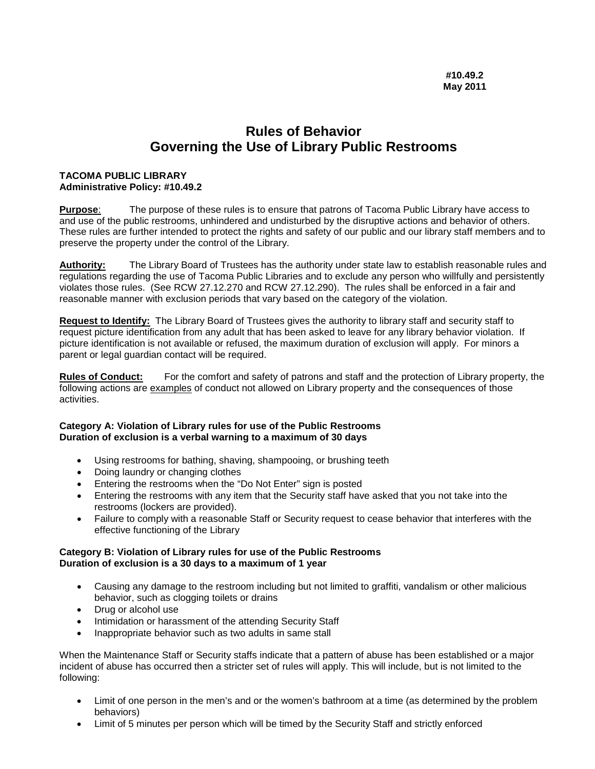**#10.49.2**
**May 2011**

# Rules of Behavior
# Governing the Use of Library Public Restrooms

**TACOMA PUBLIC LIBRARY**
**Administrative Policy: #10.49.2**

**Purpose**: The purpose of these rules is to ensure that patrons of Tacoma Public Library have access to and use of the public restrooms, unhindered and undisturbed by the disruptive actions and behavior of others. These rules are further intended to protect the rights and safety of our public and our library staff members and to preserve the property under the control of the Library.

**Authority:** The Library Board of Trustees has the authority under state law to establish reasonable rules and regulations regarding the use of Tacoma Public Libraries and to exclude any person who willfully and persistently violates those rules. (See RCW 27.12.270 and RCW 27.12.290). The rules shall be enforced in a fair and reasonable manner with exclusion periods that vary based on the category of the violation.

**Request to Identify:** The Library Board of Trustees gives the authority to library staff and security staff to request picture identification from any adult that has been asked to leave for any library behavior violation. If picture identification is not available or refused, the maximum duration of exclusion will apply. For minors a parent or legal guardian contact will be required.

**Rules of Conduct:** For the comfort and safety of patrons and staff and the protection of Library property, the following actions are examples of conduct not allowed on Library property and the consequences of those activities.

**Category A: Violation of Library rules for use of the Public Restrooms**
**Duration of exclusion is a verbal warning to a maximum of 30 days**

- Using restrooms for bathing, shaving, shampooing, or brushing teeth
- Doing laundry or changing clothes
- Entering the restrooms when the "Do Not Enter" sign is posted
- Entering the restrooms with any item that the Security staff have asked that you not take into the restrooms (lockers are provided).
- Failure to comply with a reasonable Staff or Security request to cease behavior that interferes with the effective functioning of the Library

**Category B: Violation of Library rules for use of the Public Restrooms**
**Duration of exclusion is a 30 days to a maximum of 1 year**

- Causing any damage to the restroom including but not limited to graffiti, vandalism or other malicious behavior, such as clogging toilets or drains
- Drug or alcohol use
- Intimidation or harassment of the attending Security Staff
- Inappropriate behavior such as two adults in same stall

When the Maintenance Staff or Security staffs indicate that a pattern of abuse has been established or a major incident of abuse has occurred then a stricter set of rules will apply. This will include, but is not limited to the following:

- Limit of one person in the men's and or the women's bathroom at a time (as determined by the problem behaviors)
- Limit of 5 minutes per person which will be timed by the Security Staff and strictly enforced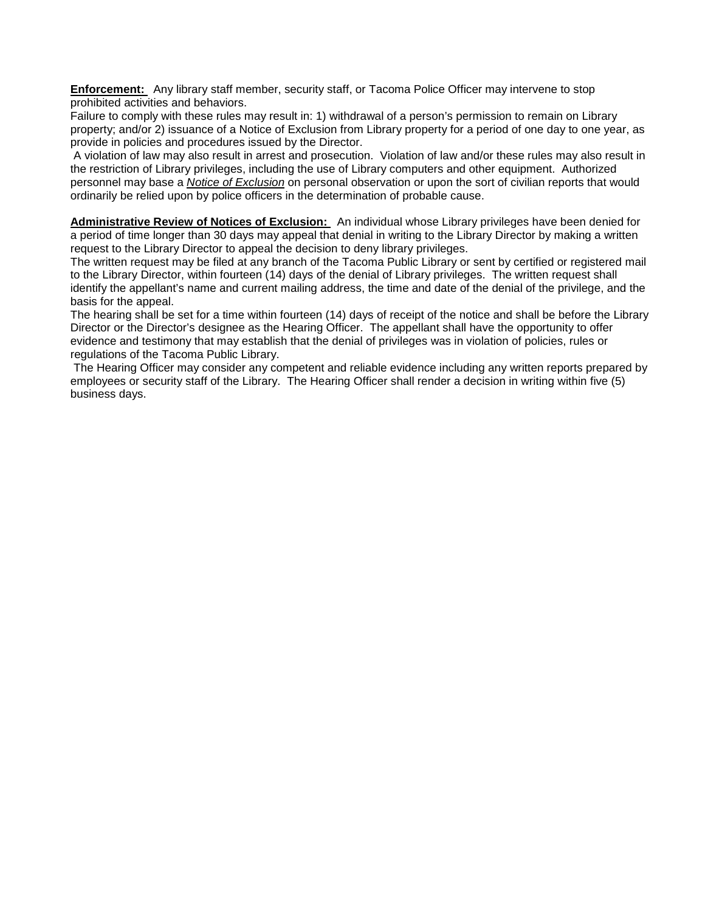**Enforcement:** Any library staff member, security staff, or Tacoma Police Officer may intervene to stop prohibited activities and behaviors.

Failure to comply with these rules may result in: 1) withdrawal of a person's permission to remain on Library property; and/or 2) issuance of a Notice of Exclusion from Library property for a period of one day to one year, as provide in policies and procedures issued by the Director.

A violation of law may also result in arrest and prosecution. Violation of law and/or these rules may also result in the restriction of Library privileges, including the use of Library computers and other equipment. Authorized personnel may base a ***Notice of Exclusion*** on personal observation or upon the sort of civilian reports that would ordinarily be relied upon by police officers in the determination of probable cause.

**Administrative Review of Notices of Exclusion:** An individual whose Library privileges have been denied for a period of time longer than 30 days may appeal that denial in writing to the Library Director by making a written request to the Library Director to appeal the decision to deny library privileges.

The written request may be filed at any branch of the Tacoma Public Library or sent by certified or registered mail to the Library Director, within fourteen (14) days of the denial of Library privileges. The written request shall identify the appellant's name and current mailing address, the time and date of the denial of the privilege, and the basis for the appeal.

The hearing shall be set for a time within fourteen (14) days of receipt of the notice and shall be before the Library Director or the Director's designee as the Hearing Officer. The appellant shall have the opportunity to offer evidence and testimony that may establish that the denial of privileges was in violation of policies, rules or regulations of the Tacoma Public Library.

The Hearing Officer may consider any competent and reliable evidence including any written reports prepared by employees or security staff of the Library. The Hearing Officer shall render a decision in writing within five (5) business days.